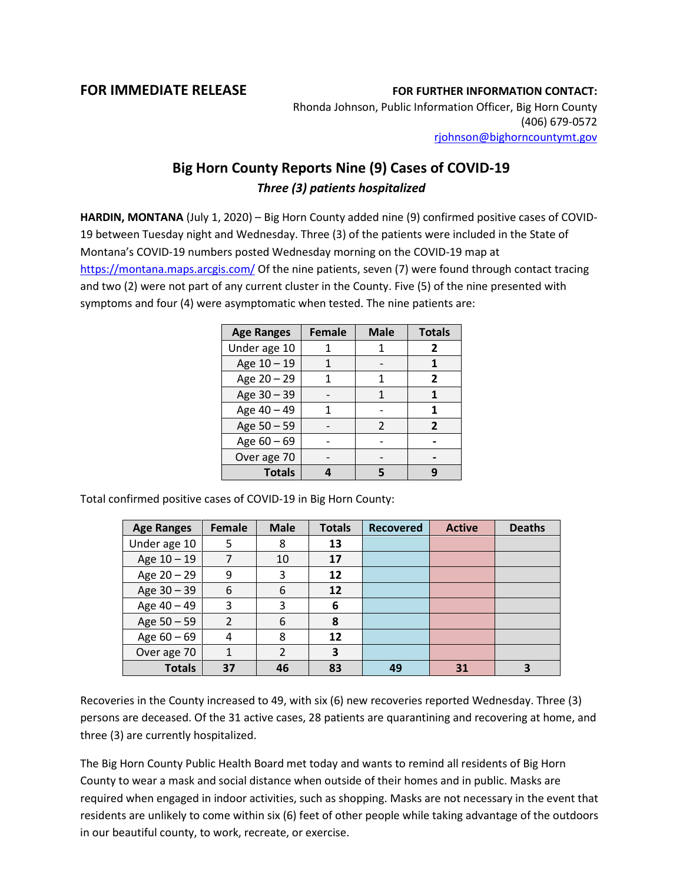**FOR IMMEDIATE RELEASE**

**FOR FURTHER INFORMATION CONTACT:**
Rhonda Johnson, Public Information Officer, Big Horn County
(406) 679-0572
rjohnson@bighorncountymt.gov

# Big Horn County Reports Nine (9) Cases of COVID-19

***Three (3) patients hospitalized***

**HARDIN, MONTANA** (July 1, 2020) – Big Horn County added nine (9) confirmed positive cases of COVID-19 between Tuesday night and Wednesday. Three (3) of the patients were included in the State of Montana's COVID-19 numbers posted Wednesday morning on the COVID-19 map at https://montana.maps.arcgis.com/ Of the nine patients, seven (7) were found through contact tracing and two (2) were not part of any current cluster in the County. Five (5) of the nine presented with symptoms and four (4) were asymptomatic when tested. The nine patients are:

| Age Ranges | Female | Male | Totals |
|---|---|---|---|
| Under age 10 | 1 | 1 | **2** |
| Age 10 – 19 | 1 | - | **1** |
| Age 20 – 29 | 1 | 1 | **2** |
| Age 30 – 39 | - | 1 | **1** |
| Age 40 – 49 | 1 | - | **1** |
| Age 50 – 59 | - | 2 | **2** |
| Age 60 – 69 | - | - | **-** |
| Over age 70 | - | - | **-** |
| **Totals** | **4** | **5** | **9** |

Total confirmed positive cases of COVID-19 in Big Horn County:

| Age Ranges | Female | Male | Totals | Recovered | Active | Deaths |
|---|---|---|---|---|---|---|
| Under age 10 | 5 | 8 | **13** | | | |
| Age 10 – 19 | 7 | 10 | **17** | | | |
| Age 20 – 29 | 9 | 3 | **12** | | | |
| Age 30 – 39 | 6 | 6 | **12** | | | |
| Age 40 – 49 | 3 | 3 | **6** | | | |
| Age 50 – 59 | 2 | 6 | **8** | | | |
| Age 60 – 69 | 4 | 8 | **12** | | | |
| Over age 70 | 1 | 2 | **3** | | | |
| **Totals** | **37** | **46** | **83** | **49** | **31** | **3** |

Recoveries in the County increased to 49, with six (6) new recoveries reported Wednesday. Three (3) persons are deceased. Of the 31 active cases, 28 patients are quarantining and recovering at home, and three (3) are currently hospitalized.

The Big Horn County Public Health Board met today and wants to remind all residents of Big Horn County to wear a mask and social distance when outside of their homes and in public. Masks are required when engaged in indoor activities, such as shopping. Masks are not necessary in the event that residents are unlikely to come within six (6) feet of other people while taking advantage of the outdoors in our beautiful county, to work, recreate, or exercise.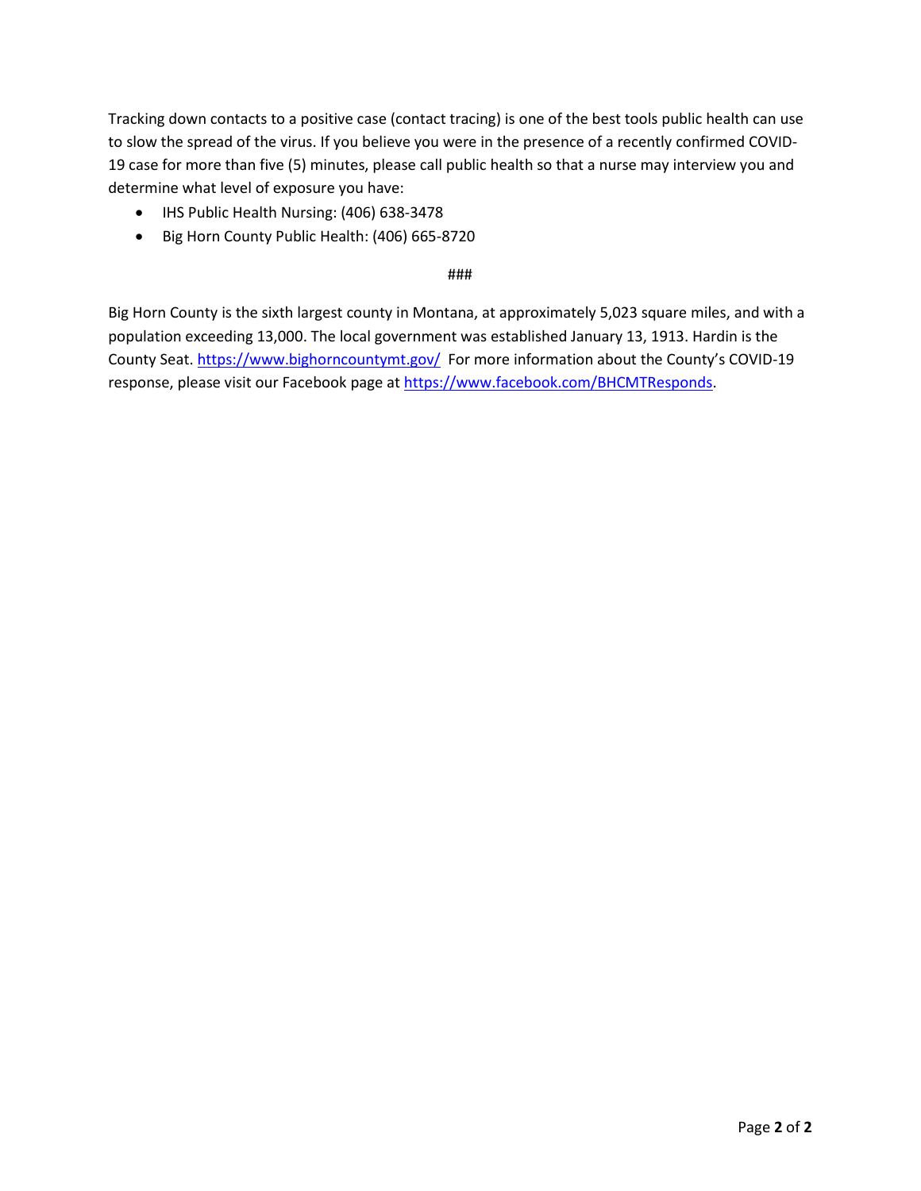Tracking down contacts to a positive case (contact tracing) is one of the best tools public health can use to slow the spread of the virus. If you believe you were in the presence of a recently confirmed COVID-19 case for more than five (5) minutes, please call public health so that a nurse may interview you and determine what level of exposure you have:

- IHS Public Health Nursing: (406) 638-3478
- Big Horn County Public Health: (406) 665-8720

###

Big Horn County is the sixth largest county in Montana, at approximately 5,023 square miles, and with a population exceeding 13,000. The local government was established January 13, 1913. Hardin is the County Seat. https://www.bighorncountymt.gov/ For more information about the County's COVID-19 response, please visit our Facebook page at https://www.facebook.com/BHCMTResponds.